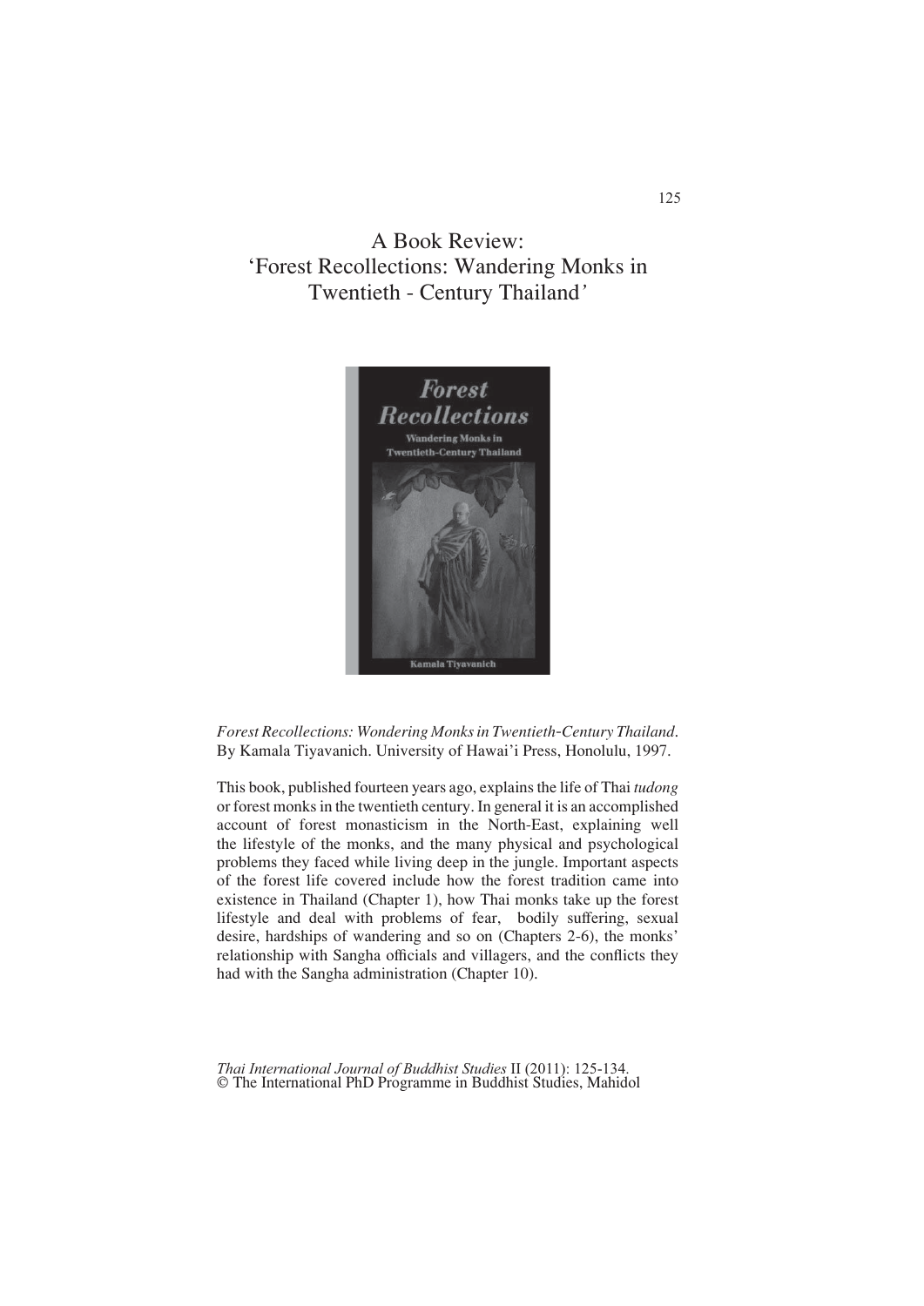# A Book Review: 'Forest Recollections: Wandering Monks in Twentieth - Century Thailand'

*Forest Recollections: Wondering Monks in Twentieth-Century Thailand*. By Kamala Tiyavanich. University of Hawai'i Press, Honolulu, 1997.

This book, published fourteen years ago, explains the life of Thai *tudong* or forest monks in the twentieth century. In general it is an accomplished account of forest monasticism in the North-East, explaining well the lifestyle of the monks, and the many physical and psychological problems they faced while living deep in the jungle. Important aspects of the forest life covered include how the forest tradition came into existence in Thailand (Chapter 1), how Thai monks take up the forest lifestyle and deal with problems of fear, bodily suffering, sexual desire, hardships of wandering and so on (Chapters 2-6), the monks' relationship with Sangha officials and villagers, and the conflicts they had with the Sangha administration (Chapter 10).

*Thai International Journal of Buddhist Studies* II (2011): 125-134.
© The International PhD Programme in Buddhist Studies, Mahidol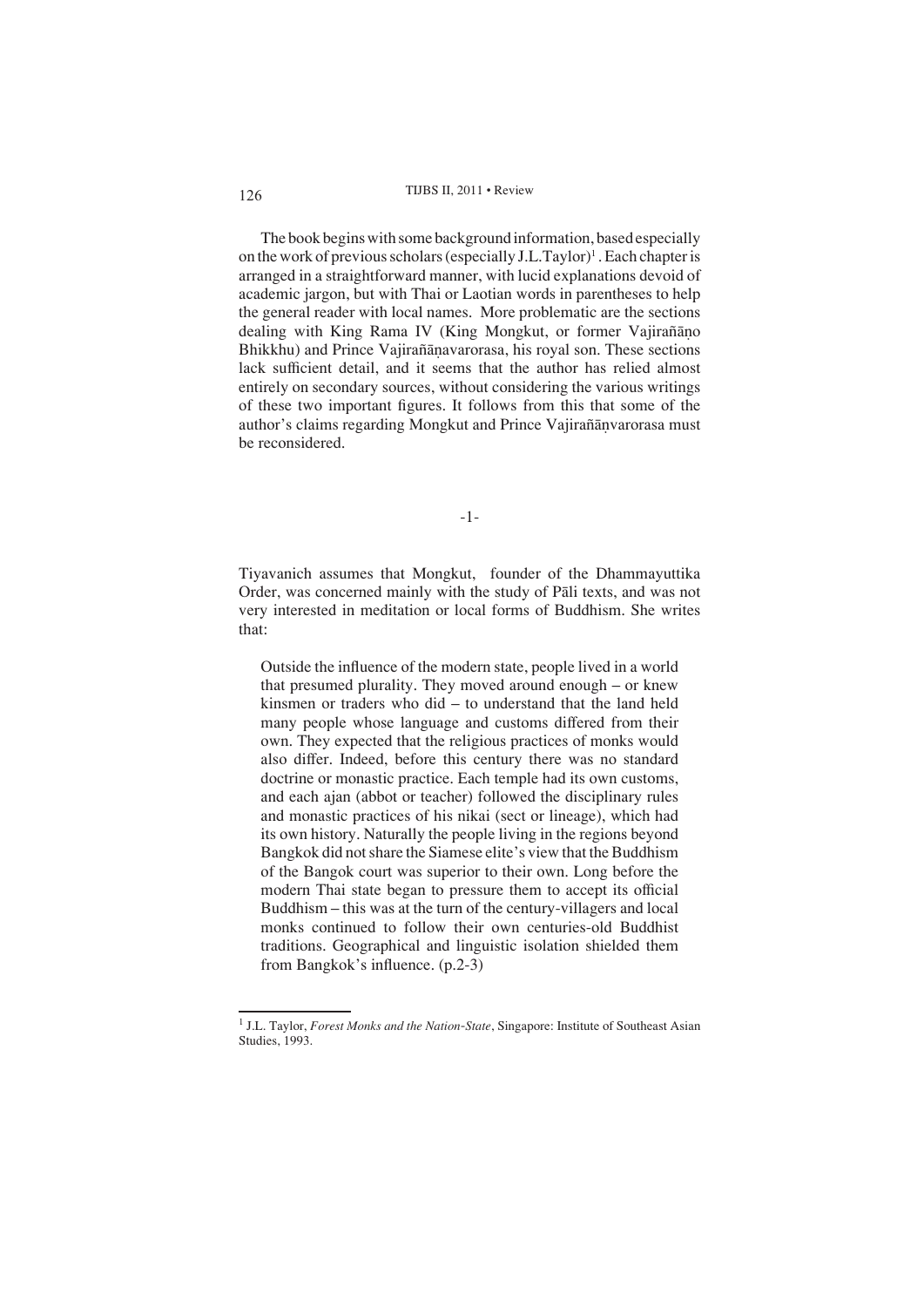The book begins with some background information, based especially on the work of previous scholars (especially J.L.Taylor)[1]. Each chapter is arranged in a straightforward manner, with lucid explanations devoid of academic jargon, but with Thai or Laotian words in parentheses to help the general reader with local names. More problematic are the sections dealing with King Rama IV (King Mongkut, or former Vajiraññāṇo Bhikkhu) and Prince Vajiraññāṇavarorasa, his royal son. These sections lack sufficient detail, and it seems that the author has relied almost entirely on secondary sources, without considering the various writings of these two important figures. It follows from this that some of the author's claims regarding Mongkut and Prince Vajiraññāṇvarorasa must be reconsidered.

-1-

Tiyavanich assumes that Mongkut, founder of the Dhammayuttika Order, was concerned mainly with the study of Pāli texts, and was not very interested in meditation or local forms of Buddhism. She writes that:

> Outside the influence of the modern state, people lived in a world that presumed plurality. They moved around enough – or knew kinsmen or traders who did – to understand that the land held many people whose language and customs differed from their own. They expected that the religious practices of monks would also differ. Indeed, before this century there was no standard doctrine or monastic practice. Each temple had its own customs, and each ajan (abbot or teacher) followed the disciplinary rules and monastic practices of his nikai (sect or lineage), which had its own history. Naturally the people living in the regions beyond Bangkok did not share the Siamese elite's view that the Buddhism of the Bangok court was superior to their own. Long before the modern Thai state began to pressure them to accept its official Buddhism – this was at the turn of the century-villagers and local monks continued to follow their own centuries-old Buddhist traditions. Geographical and linguistic isolation shielded them from Bangkok's influence. (p.2-3)

[1] J.L. Taylor, *Forest Monks and the Nation-State*, Singapore: Institute of Southeast Asian Studies, 1993.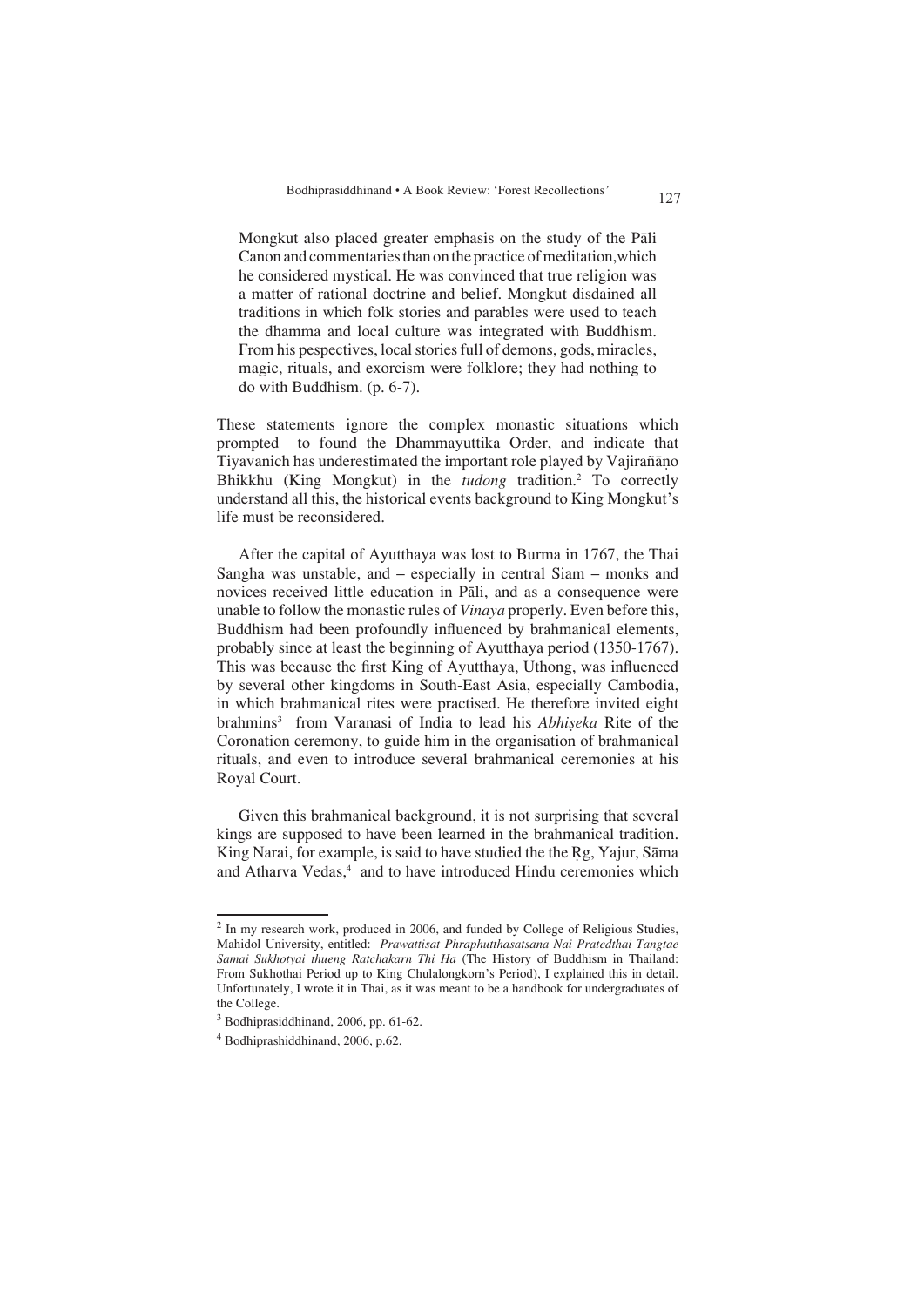Mongkut also placed greater emphasis on the study of the Pāli Canon and commentaries than on the practice of meditation, which he considered mystical. He was convinced that true religion was a matter of rational doctrine and belief. Mongkut disdained all traditions in which folk stories and parables were used to teach the dhamma and local culture was integrated with Buddhism. From his pespectives, local stories full of demons, gods, miracles, magic, rituals, and exorcism were folklore; they had nothing to do with Buddhism. (p. 6-7).

These statements ignore the complex monastic situations which prompted to found the Dhammayuttika Order, and indicate that Tiyavanich has underestimated the important role played by Vajiraññāṇo Bhikkhu (King Mongkut) in the *tudong* tradition.[2] To correctly understand all this, the historical events background to King Mongkut's life must be reconsidered.

After the capital of Ayutthaya was lost to Burma in 1767, the Thai Sangha was unstable, and – especially in central Siam – monks and novices received little education in Pāli, and as a consequence were unable to follow the monastic rules of *Vinaya* properly. Even before this, Buddhism had been profoundly influenced by brahmanical elements, probably since at least the beginning of Ayutthaya period (1350-1767). This was because the first King of Ayutthaya, Uthong, was influenced by several other kingdoms in South-East Asia, especially Cambodia, in which brahmanical rites were practised. He therefore invited eight brahmins[3] from Varanasi of India to lead his *Abhiṣeka* Rite of the Coronation ceremony, to guide him in the organisation of brahmanical rituals, and even to introduce several brahmanical ceremonies at his Royal Court.

Given this brahmanical background, it is not surprising that several kings are supposed to have been learned in the brahmanical tradition. King Narai, for example, is said to have studied the the Ṛg, Yajur, Sāma and Atharva Vedas,[4] and to have introduced Hindu ceremonies which

---

[2] In my research work, produced in 2006, and funded by College of Religious Studies, Mahidol University, entitled: *Prawattisat Phraphutthasatsana Nai Pratedthai Tangtae Samai Sukhotyai thueng Ratchakarn Thi Ha* (The History of Buddhism in Thailand: From Sukhothai Period up to King Chulalongkorn's Period), I explained this in detail. Unfortunately, I wrote it in Thai, as it was meant to be a handbook for undergraduates of the College.

[3] Bodhiprasiddhinand, 2006, pp. 61-62.

[4] Bodhiprashiddhinand, 2006, p.62.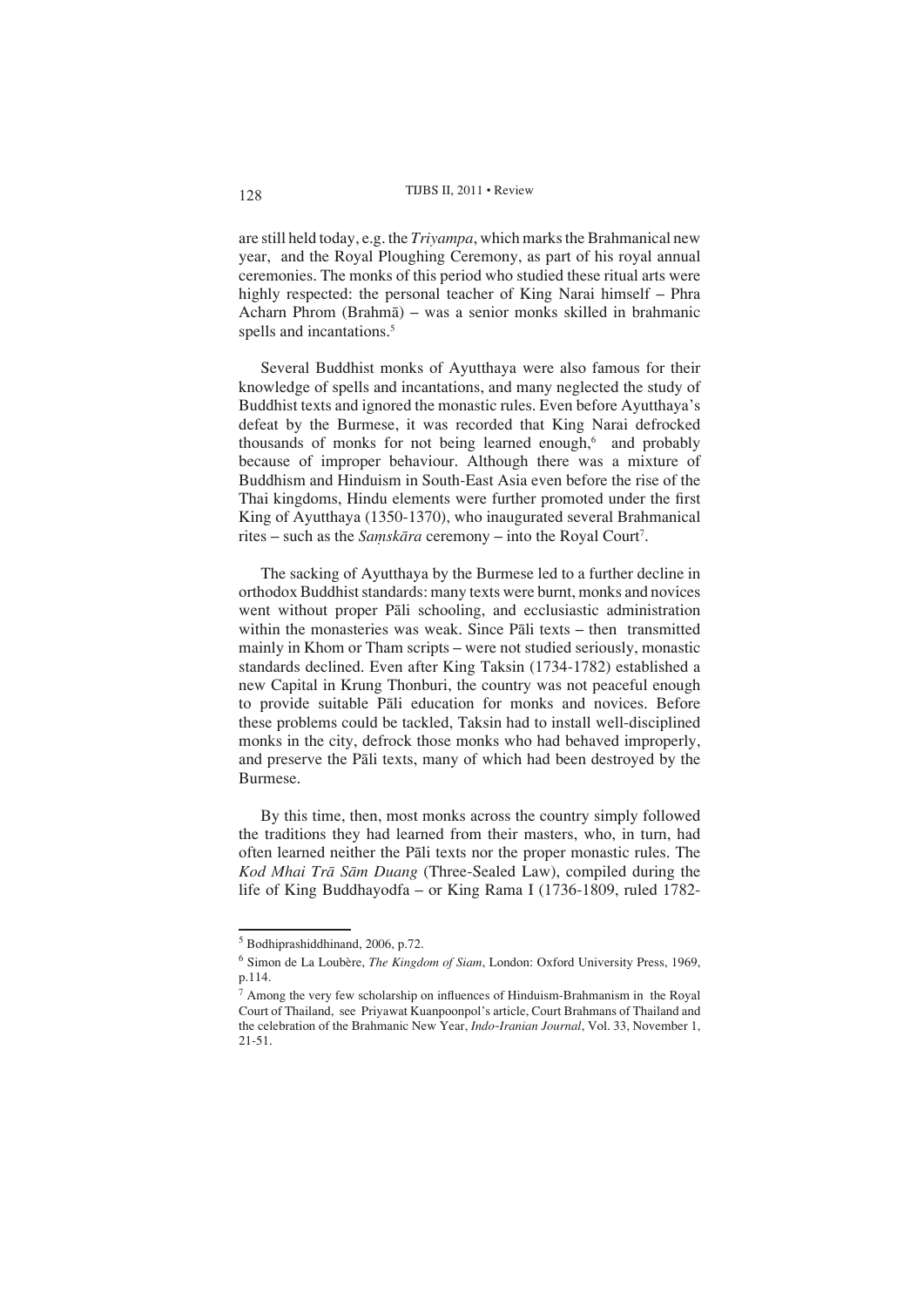are still held today, e.g. the *Triyampa*, which marks the Brahmanical new year, and the Royal Ploughing Ceremony, as part of his royal annual ceremonies. The monks of this period who studied these ritual arts were highly respected: the personal teacher of King Narai himself – Phra Acharn Phrom (Brahmā) – was a senior monks skilled in brahmanic spells and incantations.[5]

Several Buddhist monks of Ayutthaya were also famous for their knowledge of spells and incantations, and many neglected the study of Buddhist texts and ignored the monastic rules. Even before Ayutthaya's defeat by the Burmese, it was recorded that King Narai defrocked thousands of monks for not being learned enough,[6] and probably because of improper behaviour. Although there was a mixture of Buddhism and Hinduism in South-East Asia even before the rise of the Thai kingdoms, Hindu elements were further promoted under the first King of Ayutthaya (1350-1370), who inaugurated several Brahmanical rites – such as the *Saṃskāra* ceremony – into the Royal Court[7].

The sacking of Ayutthaya by the Burmese led to a further decline in orthodox Buddhist standards: many texts were burnt, monks and novices went without proper Pāli schooling, and ecclusiastic administration within the monasteries was weak. Since Pāli texts – then transmitted mainly in Khom or Tham scripts – were not studied seriously, monastic standards declined. Even after King Taksin (1734-1782) established a new Capital in Krung Thonburi, the country was not peaceful enough to provide suitable Pāli education for monks and novices. Before these problems could be tackled, Taksin had to install well-disciplined monks in the city, defrock those monks who had behaved improperly, and preserve the Pāli texts, many of which had been destroyed by the Burmese.

By this time, then, most monks across the country simply followed the traditions they had learned from their masters, who, in turn, had often learned neither the Pāli texts nor the proper monastic rules. The *Kod Mhai Trā Sām Duang* (Three-Sealed Law), compiled during the life of King Buddhayodfa – or King Rama I (1736-1809, ruled 1782-

---

[5] Bodhiprashiddhinand, 2006, p.72.

[6] Simon de La Loubère, *The Kingdom of Siam*, London: Oxford University Press, 1969, p.114.

[7] Among the very few scholarship on influences of Hinduism-Brahmanism in the Royal Court of Thailand, see Priyawat Kuanpoonpol's article, Court Brahmans of Thailand and the celebration of the Brahmanic New Year, *Indo-Iranian Journal*, Vol. 33, November 1, 21-51.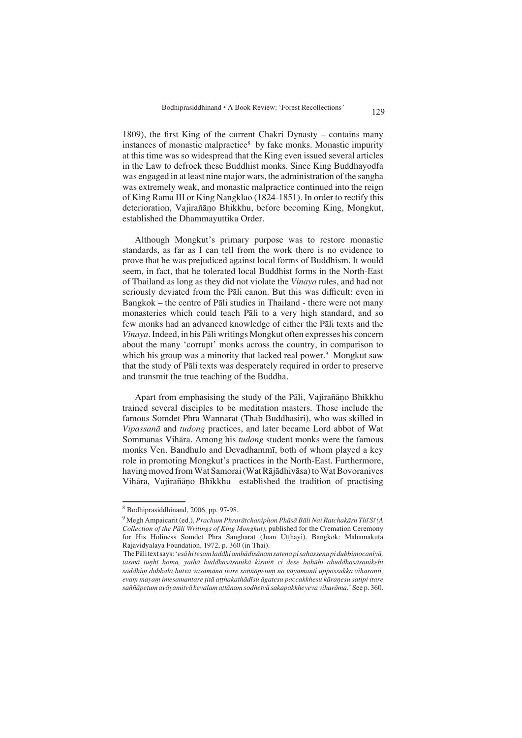1809), the first King of the current Chakri Dynasty – contains many instances of monastic malpractice[8] by fake monks. Monastic impurity at this time was so widespread that the King even issued several articles in the Law to defrock these Buddhist monks. Since King Buddhayodfa was engaged in at least nine major wars, the administration of the saṅgha was extremely weak, and monastic malpractice continued into the reign of King Rama III or King Nangklao (1824-1851). In order to rectify this deterioration, Vajiraññāṇo Bhikkhu, before becoming King, Mongkut, established the Dhammayuttika Order.

Although Mongkut's primary purpose was to restore monastic standards, as far as I can tell from the work there is no evidence to prove that he was prejudiced against local forms of Buddhism. It would seem, in fact, that he tolerated local Buddhist forms in the North-East of Thailand as long as they did not violate the *Vinaya* rules, and had not seriously deviated from the Pāli canon. But this was difficult: even in Bangkok – the centre of Pāli studies in Thailand - there were not many monasteries which could teach Pāli to a very high standard, and so few monks had an advanced knowledge of either the Pāli texts and the *Vinaya*. Indeed, in his Pāli writings Mongkut often expresses his concern about the many 'corrupt' monks across the country, in comparison to which his group was a minority that lacked real power.[9] Mongkut saw that the study of Pāli texts was desperately required in order to preserve and transmit the true teaching of the Buddha.

Apart from emphasising the study of the Pāli, Vajiraññāṇo Bhikkhu trained several disciples to be meditation masters. Those include the famous Somdet Phra Wannarat (Thab Buddhasiri), who was skilled in *Vipassanā* and *tudong* practices, and later became Lord abbot of Wat Sommanas Vihāra. Among his *tudong* student monks were the famous monks Ven. Bandhulo and Devadhammī, both of whom played a key role in promoting Mongkut's practices in the North-East. Furthermore, having moved from Wat Samorai (Wat Rājādhivāsa) to Wat Bovoranives Vihāra, Vajiraññāṇo Bhikkhu established the tradition of practising

---

[8] Bodhiprasiddhinand, 2006, pp. 97-98.

[9] Megh Ampaicarit (ed.), *Prachum Phrarātchaniphon Phāsā Bāli Nai Ratchakārn Thī Sī (A Collection of the Pāli Writings of King Mongkut)*, published for the Cremation Ceremony for His Holiness Somdet Phra Sangharat (Juan Uṭṭhāyi). Bangkok: Mahamakuṭa Rajavidyalaya Foundation, 1972, p. 360 (in Thai).

The Pāli text says: '*esā hi tesaṃ laddhi amhādisānaṃ satena pi sahassena pi dubbimocanīyā, tasmā tuṇhī homa, yathā buddhasāsanikā kismiñ ci dese bahūhi abuddhasāsanikehi saddhiṃ dubbalā hutvā vasamānā itare saññāpetuṃ na vāyamanti uppossukkā viharanti, evaṃ mayaṃ imesamantare ṭitā aṭṭhakathādīsu āgatesu paccakkhesu kāraṇesu satipi itare saññāpetuṃ avāyamitvā kevalaṃ attānaṃ sodhetvā sakapakkheyeva viharāma*.' See p. 360.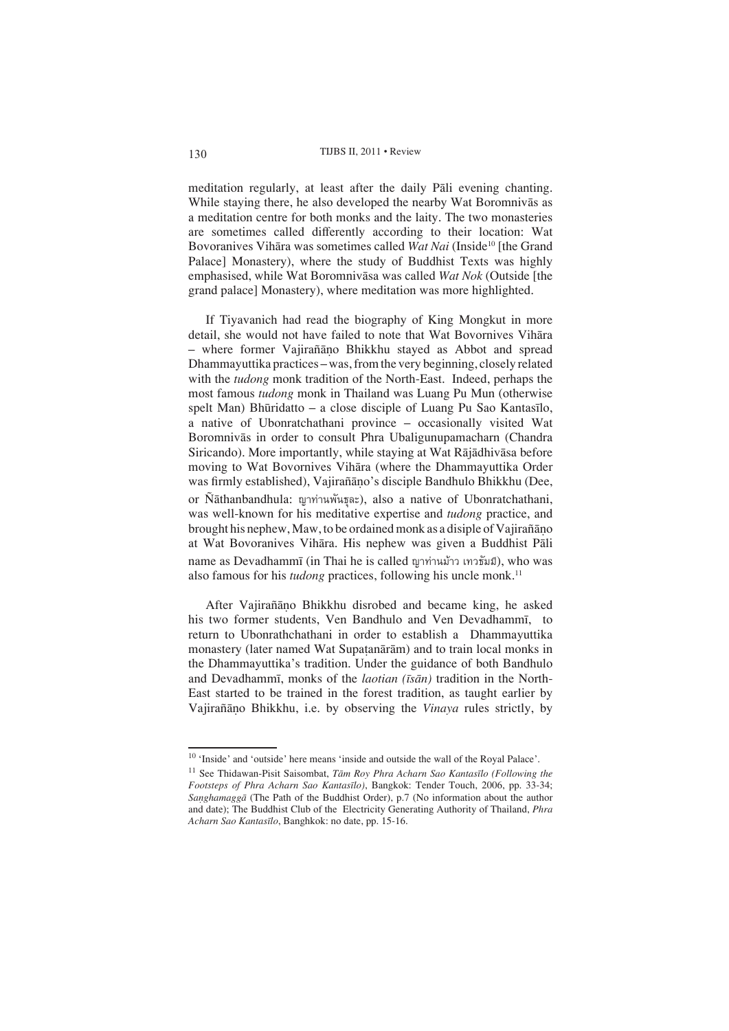meditation regularly, at least after the daily Pāli evening chanting. While staying there, he also developed the nearby Wat Boromnivās as a meditation centre for both monks and the laity. The two monasteries are sometimes called differently according to their location: Wat Bovoranives Vihāra was sometimes called *Wat Nai* (Inside[10] [the Grand Palace] Monastery), where the study of Buddhist Texts was highly emphasised, while Wat Boromnivāsa was called *Wat Nok* (Outside [the grand palace] Monastery), where meditation was more highlighted.

If Tiyavanich had read the biography of King Mongkut in more detail, she would not have failed to note that Wat Bovornives Vihāra – where former Vajiraññāṇo Bhikkhu stayed as Abbot and spread Dhammayuttika practices – was, from the very beginning, closely related with the *tudong* monk tradition of the North-East. Indeed, perhaps the most famous *tudong* monk in Thailand was Luang Pu Mun (otherwise spelt Man) Bhūridatto – a close disciple of Luang Pu Sao Kantasīlo, a native of Ubonratchathani province – occasionally visited Wat Boromnivās in order to consult Phra Ubaligunupamacharn (Chandra Siricando). More importantly, while staying at Wat Rājādhivāsa before moving to Wat Bovornives Vihāra (where the Dhammayuttika Order was firmly established), Vajiraññāṇo's disciple Bandhulo Bhikkhu (Dee, or Ñāthanbandhula: ญาท่านพันธุละ), also a native of Ubonratchathani, was well-known for his meditative expertise and *tudong* practice, and brought his nephew, Maw, to be ordained monk as a disiple of Vajiraññāṇo at Wat Bovoranives Vihāra. His nephew was given a Buddhist Pāli name as Devadhammī (in Thai he is called ญาท่านม้าว เทวธัมมี), who was also famous for his *tudong* practices, following his uncle monk.[11]

After Vajiraññāṇo Bhikkhu disrobed and became king, he asked his two former students, Ven Bandhulo and Ven Devadhammī, to return to Ubonrathchathani in order to establish a Dhammayuttika monastery (later named Wat Supaṭanārām) and to train local monks in the Dhammayuttika's tradition. Under the guidance of both Bandhulo and Devadhammī, monks of the *laotian (īsān)* tradition in the North-East started to be trained in the forest tradition, as taught earlier by Vajiraññāṇo Bhikkhu, i.e. by observing the *Vinaya* rules strictly, by

---

[10] 'Inside' and 'outside' here means 'inside and outside the wall of the Royal Palace'.

[11] See Thidawan-Pisit Saisombat, *Tām Roy Phra Acharn Sao Kantasīlo (Following the Footsteps of Phra Acharn Sao Kantasīlo)*, Bangkok: Tender Touch, 2006, pp. 33-34; *Saṅghamaggā* (The Path of the Buddhist Order), p.7 (No information about the author and date); The Buddhist Club of the Electricity Generating Authority of Thailand, *Phra Acharn Sao Kantasīlo*, Banghkok: no date, pp. 15-16.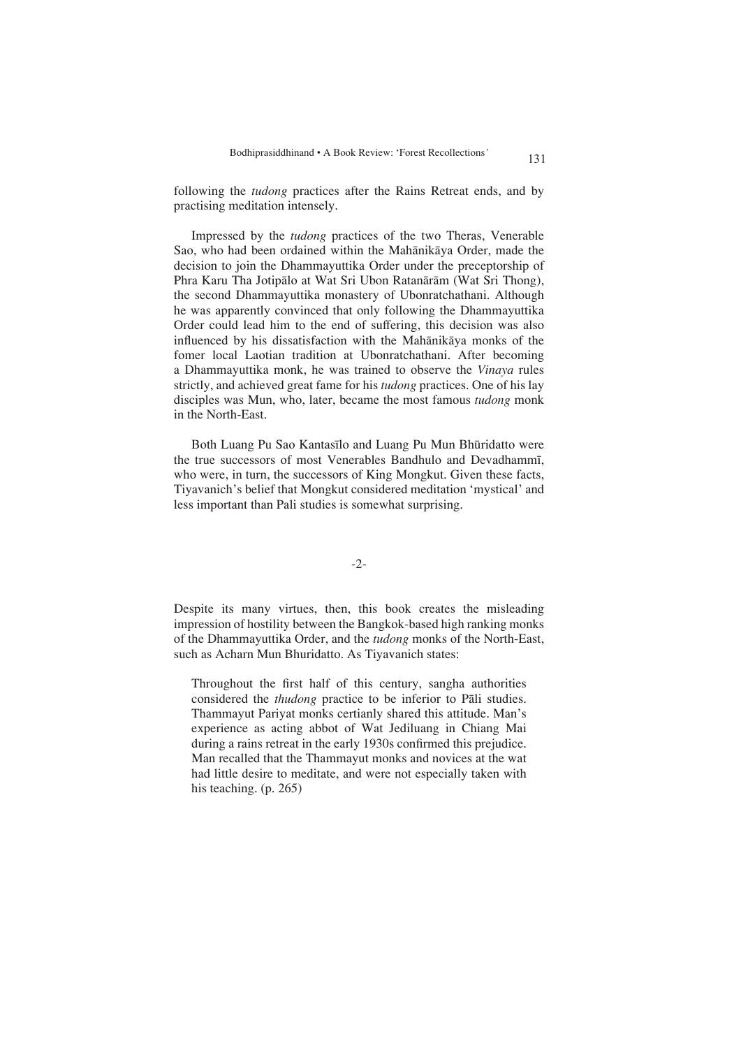following the *tudong* practices after the Rains Retreat ends, and by practising meditation intensely.

Impressed by the *tudong* practices of the two Theras, Venerable Sao, who had been ordained within the Mahānikāya Order, made the decision to join the Dhammayuttika Order under the preceptorship of Phra Karu Tha Jotipālo at Wat Sri Ubon Ratanārām (Wat Sri Thong), the second Dhammayuttika monastery of Ubonratchathani. Although he was apparently convinced that only following the Dhammayuttika Order could lead him to the end of suffering, this decision was also influenced by his dissatisfaction with the Mahānikāya monks of the fomer local Laotian tradition at Ubonratchathani. After becoming a Dhammayuttika monk, he was trained to observe the *Vinaya* rules strictly, and achieved great fame for his *tudong* practices. One of his lay disciples was Mun, who, later, became the most famous *tudong* monk in the North-East.

Both Luang Pu Sao Kantasīlo and Luang Pu Mun Bhūridatto were the true successors of most Venerables Bandhulo and Devadhammī, who were, in turn, the successors of King Mongkut. Given these facts, Tiyavanich's belief that Mongkut considered meditation 'mystical' and less important than Pali studies is somewhat surprising.

-2-

Despite its many virtues, then, this book creates the misleading impression of hostility between the Bangkok-based high ranking monks of the Dhammayuttika Order, and the *tudong* monks of the North-East, such as Acharn Mun Bhuridatto. As Tiyavanich states:

> Throughout the first half of this century, sangha authorities considered the *thudong* practice to be inferior to Pāli studies. Thammayut Pariyat monks certianly shared this attitude. Man's experience as acting abbot of Wat Jediluang in Chiang Mai during a rains retreat in the early 1930s confirmed this prejudice. Man recalled that the Thammayut monks and novices at the wat had little desire to meditate, and were not especially taken with his teaching. (p. 265)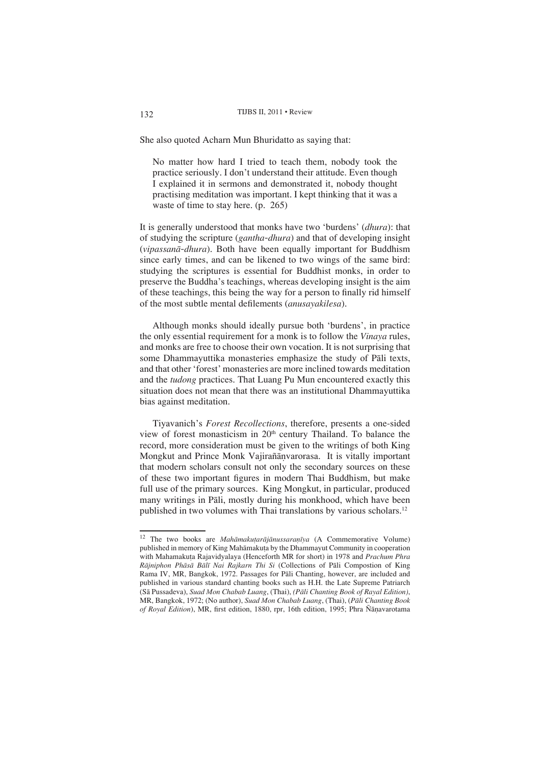She also quoted Acharn Mun Bhuridatto as saying that:

> No matter how hard I tried to teach them, nobody took the practice seriously. I don't understand their attitude. Even though I explained it in sermons and demonstrated it, nobody thought practising meditation was important. I kept thinking that it was a waste of time to stay here. (p. 265)

It is generally understood that monks have two 'burdens' (*dhura*): that of studying the scripture (*gantha-dhura*) and that of developing insight (*vipassanā-dhura*). Both have been equally important for Buddhism since early times, and can be likened to two wings of the same bird: studying the scriptures is essential for Buddhist monks, in order to preserve the Buddha's teachings, whereas developing insight is the aim of these teachings, this being the way for a person to finally rid himself of the most subtle mental defilements (*anusayakilesa*).

Although monks should ideally pursue both 'burdens', in practice the only essential requirement for a monk is to follow the *Vinaya* rules, and monks are free to choose their own vocation. It is not surprising that some Dhammayuttika monasteries emphasize the study of Pāli texts, and that other 'forest' monasteries are more inclined towards meditation and the *tudong* practices. That Luang Pu Mun encountered exactly this situation does not mean that there was an institutional Dhammayuttika bias against meditation.

Tiyavanich's *Forest Recollections*, therefore, presents a one-sided view of forest monasticism in 20th century Thailand. To balance the record, more consideration must be given to the writings of both King Mongkut and Prince Monk Vajirañāṇvarorasa. It is vitally important that modern scholars consult not only the secondary sources on these of these two important figures in modern Thai Buddhism, but make full use of the primary sources. King Mongkut, in particular, produced many writings in Pāli, mostly during his monkhood, which have been published in two volumes with Thai translations by various scholars.[12]

---

[12] The two books are *Mahāmakuṭarājānussaraṇīya* (A Commemorative Volume) published in memory of King Mahāmakuṭa by the Dhammayut Community in cooperation with Mahamakuṭa Rajavidyalaya (Henceforth MR for short) in 1978 and *Prachum Phra Rājniphon Phāsā Bālī Nai Rajkarn Thi Si* (Collections of Pāli Compostion of King Rama IV, MR, Bangkok, 1972. Passages for Pāli Chanting, however, are included and published in various standard chanting books such as H.H. the Late Supreme Patriarch (Sā Pussadeva), *Suad Mon Chabab Luang*, (Thai), *(Pāli Chanting Book of Rayal Edition)*, MR, Bangkok, 1972; (No author), *Suad Mon Chabab Luang*, (Thai), (*Pāli Chanting Book of Royal Edition*), MR, first edition, 1880, rpr, 16th edition, 1995; Phra Ñāṇavarotama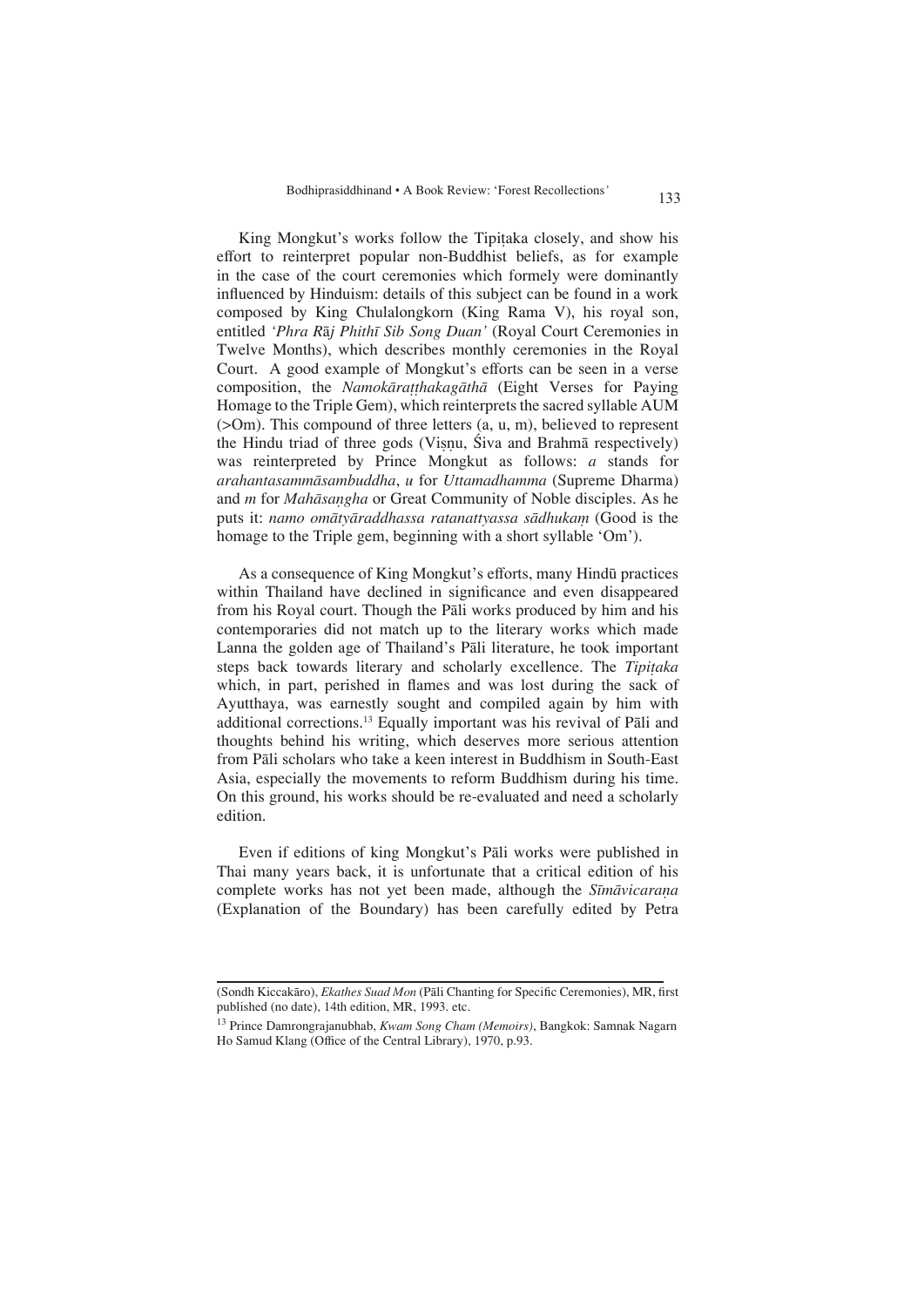King Mongkut's works follow the Tipiṭaka closely, and show his effort to reinterpret popular non-Buddhist beliefs, as for example in the case of the court ceremonies which formely were dominantly influenced by Hinduism: details of this subject can be found in a work composed by King Chulalongkorn (King Rama V), his royal son, entitled *'Phra Rāj Phithī Sib Song Duan'* (Royal Court Ceremonies in Twelve Months), which describes monthly ceremonies in the Royal Court. A good example of Mongkut's efforts can be seen in a verse composition, the *Namokāraṭṭhakagāthā* (Eight Verses for Paying Homage to the Triple Gem), which reinterprets the sacred syllable AUM (>Om). This compound of three letters (a, u, m), believed to represent the Hindu triad of three gods (Viṣṇu, Śiva and Brahmā respectively) was reinterpreted by Prince Mongkut as follows: *a* stands for *arahantasammāsambuddha*, *u* for *Uttamadhamma* (Supreme Dharma) and *m* for *Mahāsaṇgha* or Great Community of Noble disciples. As he puts it: *namo omātyāraddhassa ratanattyassa sādhukaṃ* (Good is the homage to the Triple gem, beginning with a short syllable 'Om').

As a consequence of King Mongkut's efforts, many Hindū practices within Thailand have declined in significance and even disappeared from his Royal court. Though the Pāli works produced by him and his contemporaries did not match up to the literary works which made Lanna the golden age of Thailand's Pāli literature, he took important steps back towards literary and scholarly excellence. The *Tipiṭaka* which, in part, perished in flames and was lost during the sack of Ayutthaya, was earnestly sought and compiled again by him with additional corrections.[13] Equally important was his revival of Pāli and thoughts behind his writing, which deserves more serious attention from Pāli scholars who take a keen interest in Buddhism in South-East Asia, especially the movements to reform Buddhism during his time. On this ground, his works should be re-evaluated and need a scholarly edition.

Even if editions of king Mongkut's Pāli works were published in Thai many years back, it is unfortunate that a critical edition of his complete works has not yet been made, although the *Sīmāvicaraṇa* (Explanation of the Boundary) has been carefully edited by Petra

---

(Sondh Kiccakāro), *Ekathes Suad Mon* (Pāli Chanting for Specific Ceremonies), MR, first published (no date), 14th edition, MR, 1993. etc.

[13] Prince Damrongrajanubhab, *Kwam Song Cham (Memoirs)*, Bangkok: Samnak Nagarn Ho Samud Klang (Office of the Central Library), 1970, p.93.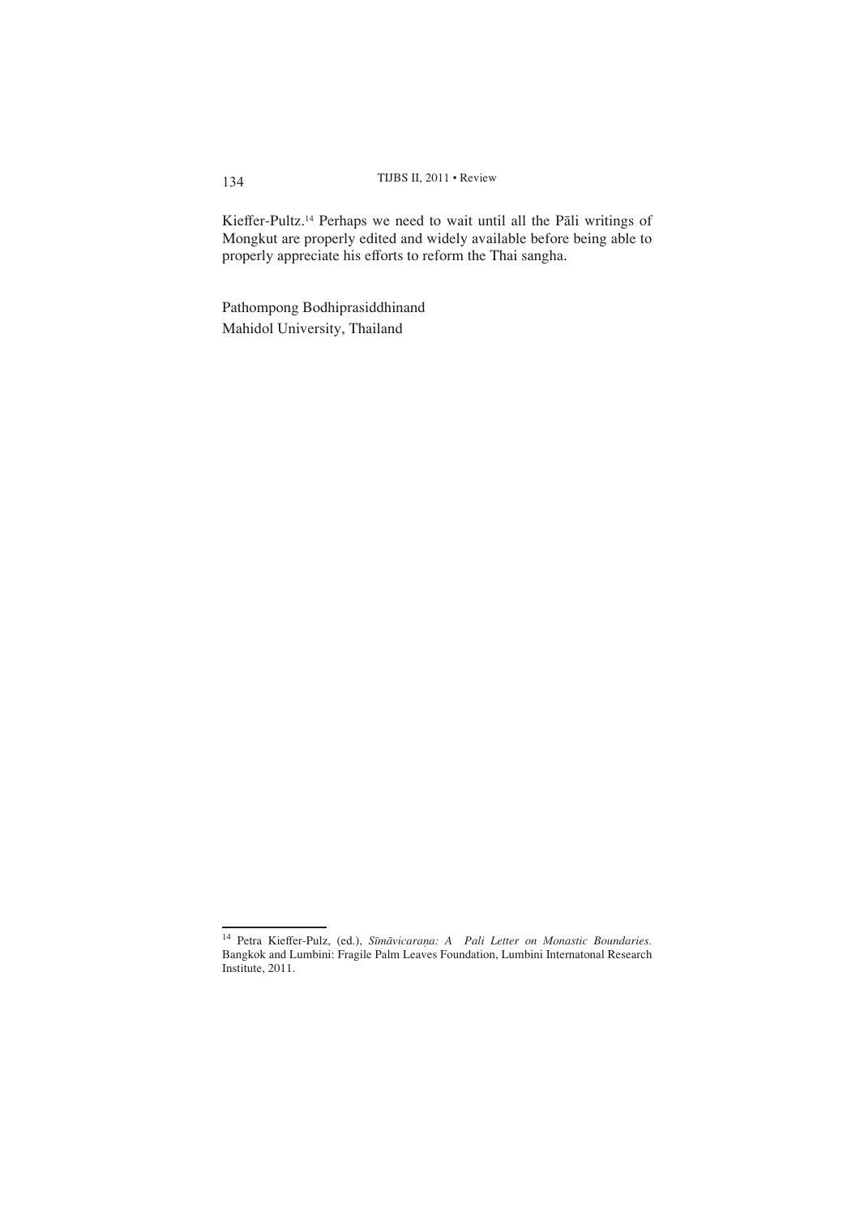Kieffer-Pultz.[14] Perhaps we need to wait until all the Pāli writings of Mongkut are properly edited and widely available before being able to properly appreciate his efforts to reform the Thai sangha.

Pathompong Bodhiprasiddhinand
Mahidol University, Thailand

---

[14] Petra Kieffer-Pulz, (ed.), *Sīmāvicaraṇa: A Pali Letter on Monastic Boundaries.* Bangkok and Lumbini: Fragile Palm Leaves Foundation, Lumbini Internatonal Research Institute, 2011.